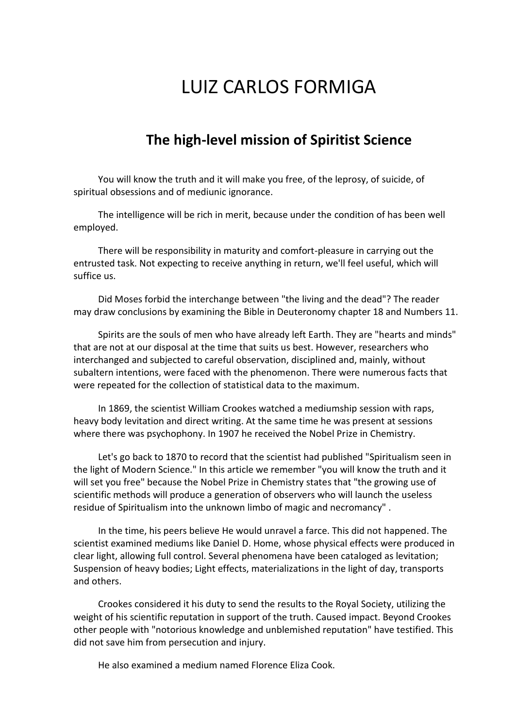# LUIZ CARLOS FORMIGA

## The high-level mission of Spiritist Science

You will know the truth and it will make you free, of the leprosy, of suicide, of spiritual obsessions and of mediunic ignorance.

The intelligence will be rich in merit, because under the condition of has been well employed.

There will be responsibility in maturity and comfort-pleasure in carrying out the entrusted task. Not expecting to receive anything in return, we'll feel useful, which will suffice us.

Did Moses forbid the interchange between "the living and the dead"? The reader may draw conclusions by examining the Bible in Deuteronomy chapter 18 and Numbers 11.

Spirits are the souls of men who have already left Earth. They are "hearts and minds" that are not at our disposal at the time that suits us best. However, researchers who interchanged and subjected to careful observation, disciplined and, mainly, without subaltern intentions, were faced with the phenomenon. There were numerous facts that were repeated for the collection of statistical data to the maximum.

In 1869, the scientist William Crookes watched a mediumship session with raps, heavy body levitation and direct writing. At the same time he was present at sessions where there was psychophony. In 1907 he received the Nobel Prize in Chemistry.

Let's go back to 1870 to record that the scientist had published "Spiritualism seen in the light of Modern Science." In this article we remember "you will know the truth and it will set you free" because the Nobel Prize in Chemistry states that "the growing use of scientific methods will produce a generation of observers who will launch the useless residue of Spiritualism into the unknown limbo of magic and necromancy" .

In the time, his peers believe He would unravel a farce. This did not happened. The scientist examined mediums like Daniel D. Home, whose physical effects were produced in clear light, allowing full control. Several phenomena have been cataloged as levitation; Suspension of heavy bodies; Light effects, materializations in the light of day, transports and others.

Crookes considered it his duty to send the results to the Royal Society, utilizing the weight of his scientific reputation in support of the truth. Caused impact. Beyond Crookes other people with "notorious knowledge and unblemished reputation" have testified. This did not save him from persecution and injury.

He also examined a medium named Florence Eliza Cook.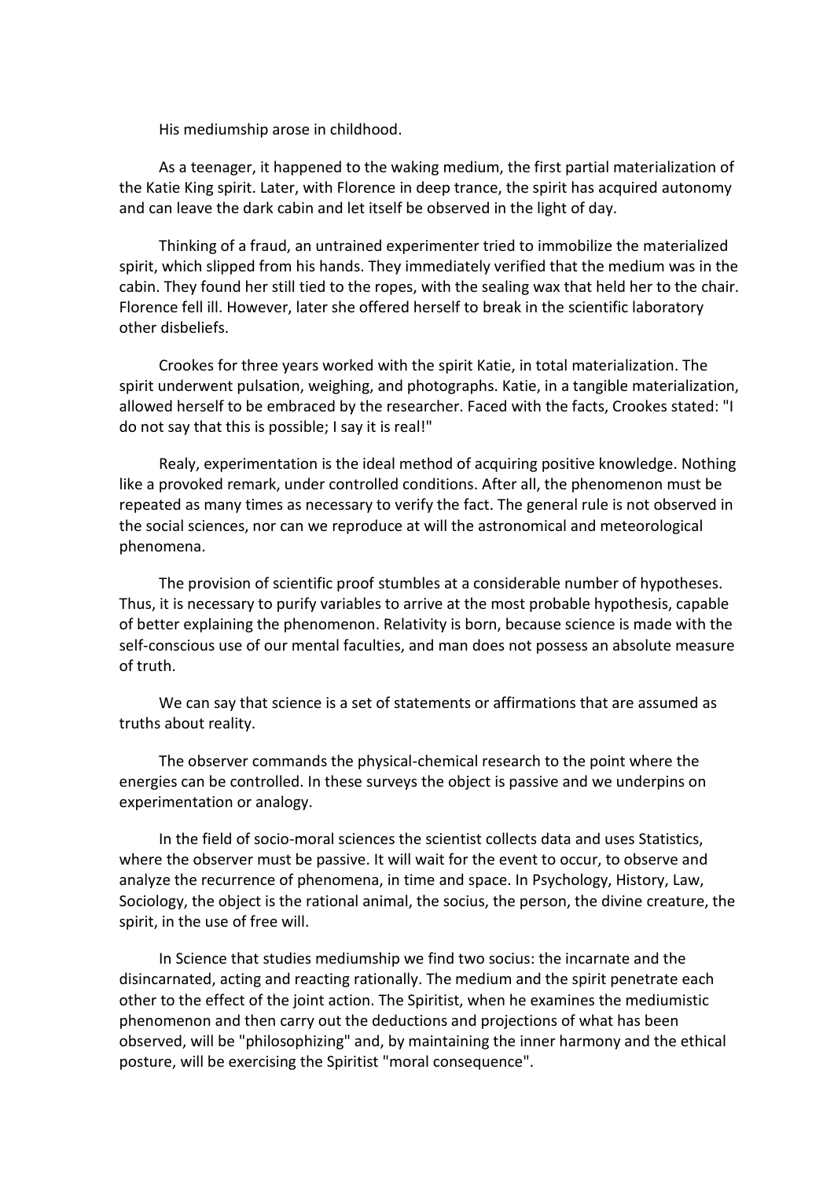His mediumship arose in childhood.

As a teenager, it happened to the waking medium, the first partial materialization of the Katie King spirit. Later, with Florence in deep trance, the spirit has acquired autonomy and can leave the dark cabin and let itself be observed in the light of day.

Thinking of a fraud, an untrained experimenter tried to immobilize the materialized spirit, which slipped from his hands. They immediately verified that the medium was in the cabin. They found her still tied to the ropes, with the sealing wax that held her to the chair. Florence fell ill. However, later she offered herself to break in the scientific laboratory other disbeliefs.

Crookes for three years worked with the spirit Katie, in total materialization. The spirit underwent pulsation, weighing, and photographs. Katie, in a tangible materialization, allowed herself to be embraced by the researcher. Faced with the facts, Crookes stated: "I do not say that this is possible; I say it is real!"

Realy, experimentation is the ideal method of acquiring positive knowledge. Nothing like a provoked remark, under controlled conditions. After all, the phenomenon must be repeated as many times as necessary to verify the fact. The general rule is not observed in the social sciences, nor can we reproduce at will the astronomical and meteorological phenomena.

The provision of scientific proof stumbles at a considerable number of hypotheses. Thus, it is necessary to purify variables to arrive at the most probable hypothesis, capable of better explaining the phenomenon. Relativity is born, because science is made with the self-conscious use of our mental faculties, and man does not possess an absolute measure of truth.

We can say that science is a set of statements or affirmations that are assumed as truths about reality.

The observer commands the physical-chemical research to the point where the energies can be controlled. In these surveys the object is passive and we underpins on experimentation or analogy.

In the field of socio-moral sciences the scientist collects data and uses Statistics, where the observer must be passive. It will wait for the event to occur, to observe and analyze the recurrence of phenomena, in time and space. In Psychology, History, Law, Sociology, the object is the rational animal, the socius, the person, the divine creature, the spirit, in the use of free will.

In Science that studies mediumship we find two socius: the incarnate and the disincarnated, acting and reacting rationally. The medium and the spirit penetrate each other to the effect of the joint action. The Spiritist, when he examines the mediumistic phenomenon and then carry out the deductions and projections of what has been observed, will be "philosophizing" and, by maintaining the inner harmony and the ethical posture, will be exercising the Spiritist "moral consequence".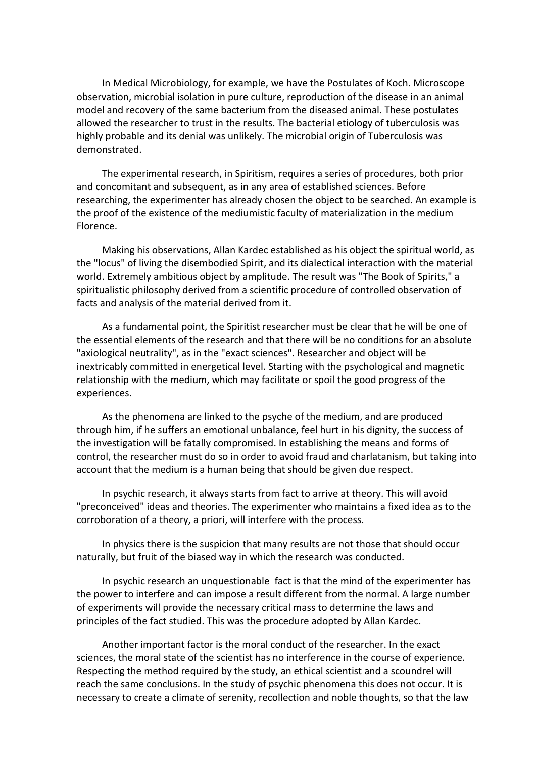In Medical Microbiology, for example, we have the Postulates of Koch. Microscope observation, microbial isolation in pure culture, reproduction of the disease in an animal model and recovery of the same bacterium from the diseased animal. These postulates allowed the researcher to trust in the results. The bacterial etiology of tuberculosis was highly probable and its denial was unlikely. The microbial origin of Tuberculosis was demonstrated.

The experimental research, in Spiritism, requires a series of procedures, both prior and concomitant and subsequent, as in any area of established sciences. Before researching, the experimenter has already chosen the object to be searched. An example is the proof of the existence of the mediumistic faculty of materialization in the medium Florence.

Making his observations, Allan Kardec established as his object the spiritual world, as the "locus" of living the disembodied Spirit, and its dialectical interaction with the material world. Extremely ambitious object by amplitude. The result was "The Book of Spirits," a spiritualistic philosophy derived from a scientific procedure of controlled observation of facts and analysis of the material derived from it.

As a fundamental point, the Spiritist researcher must be clear that he will be one of the essential elements of the research and that there will be no conditions for an absolute "axiological neutrality", as in the "exact sciences". Researcher and object will be inextricably committed in energetical level. Starting with the psychological and magnetic relationship with the medium, which may facilitate or spoil the good progress of the experiences.

As the phenomena are linked to the psyche of the medium, and are produced through him, if he suffers an emotional unbalance, feel hurt in his dignity, the success of the investigation will be fatally compromised. In establishing the means and forms of control, the researcher must do so in order to avoid fraud and charlatanism, but taking into account that the medium is a human being that should be given due respect.

In psychic research, it always starts from fact to arrive at theory. This will avoid "preconceived" ideas and theories. The experimenter who maintains a fixed idea as to the corroboration of a theory, a priori, will interfere with the process.

In physics there is the suspicion that many results are not those that should occur naturally, but fruit of the biased way in which the research was conducted.

In psychic research an unquestionable fact is that the mind of the experimenter has the power to interfere and can impose a result different from the normal. A large number of experiments will provide the necessary critical mass to determine the laws and principles of the fact studied. This was the procedure adopted by Allan Kardec.

Another important factor is the moral conduct of the researcher. In the exact sciences, the moral state of the scientist has no interference in the course of experience. Respecting the method required by the study, an ethical scientist and a scoundrel will reach the same conclusions. In the study of psychic phenomena this does not occur. It is necessary to create a climate of serenity, recollection and noble thoughts, so that the law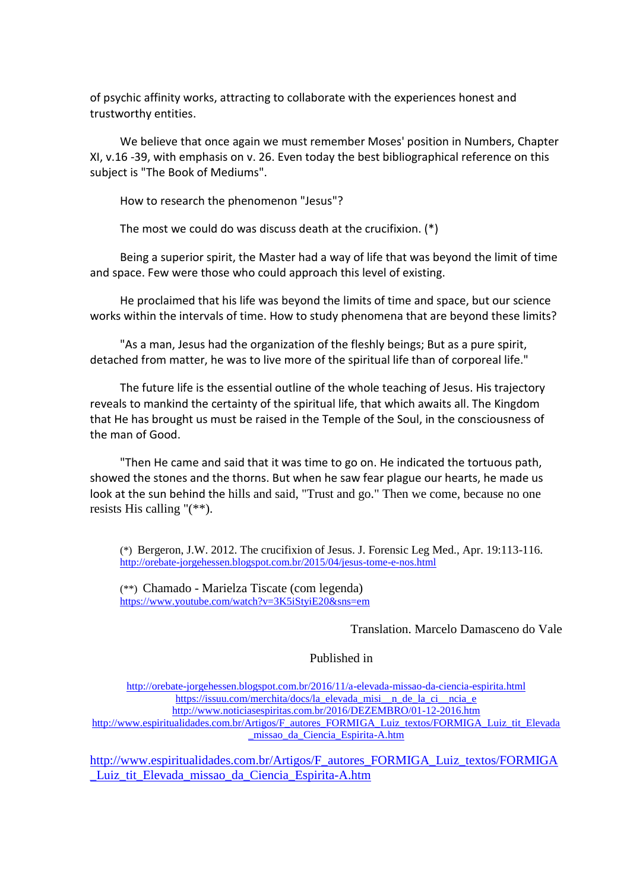of psychic affinity works, attracting to collaborate with the experiences honest and trustworthy entities.

We believe that once again we must remember Moses' position in Numbers, Chapter XI, v.16 -39, with emphasis on v. 26. Even today the best bibliographical reference on this subject is "The Book of Mediums".

How to research the phenomenon "Jesus"?

The most we could do was discuss death at the crucifixion. (*)

Being a superior spirit, the Master had a way of life that was beyond the limit of time and space. Few were those who could approach this level of existing.

He proclaimed that his life was beyond the limits of time and space, but our science works within the intervals of time. How to study phenomena that are beyond these limits?

"As a man, Jesus had the organization of the fleshly beings; But as a pure spirit, detached from matter, he was to live more of the spiritual life than of corporeal life."

The future life is the essential outline of the whole teaching of Jesus. His trajectory reveals to mankind the certainty of the spiritual life, that which awaits all. The Kingdom that He has brought us must be raised in the Temple of the Soul, in the consciousness of the man of Good.

"Then He came and said that it was time to go on. He indicated the tortuous path, showed the stones and the thorns. But when he saw fear plague our hearts, he made us look at the sun behind the hills and said, "Trust and go." Then we come, because no one resists His calling "(**).

(*) Bergeron, J.W. 2012. The crucifixion of Jesus. J. Forensic Leg Med., Apr. 19:113-116.
http://orebate-jorgehessen.blogspot.com.br/2015/04/jesus-tome-e-nos.html

(**) Chamado - Marielza Tiscate (com legenda)
https://www.youtube.com/watch?v=3K5iStyiE20&sns=em

Translation. Marcelo Damasceno do Vale

Published in

http://orebate-jorgehessen.blogspot.com.br/2016/11/a-elevada-missao-da-ciencia-espirita.html
https://issuu.com/merchita/docs/la_elevada_misi__n_de_la_ci__ncia_e
http://www.noticiasespiritas.com.br/2016/DEZEMBRO/01-12-2016.htm
http://www.espiritualidades.com.br/Artigos/F_autores_FORMIGA_Luiz_textos/FORMIGA_Luiz_tit_Elevada_missao_da_Ciencia_Espirita-A.htm

http://www.espiritualidades.com.br/Artigos/F_autores_FORMIGA_Luiz_textos/FORMIGA_Luiz_tit_Elevada_missao_da_Ciencia_Espirita-A.htm